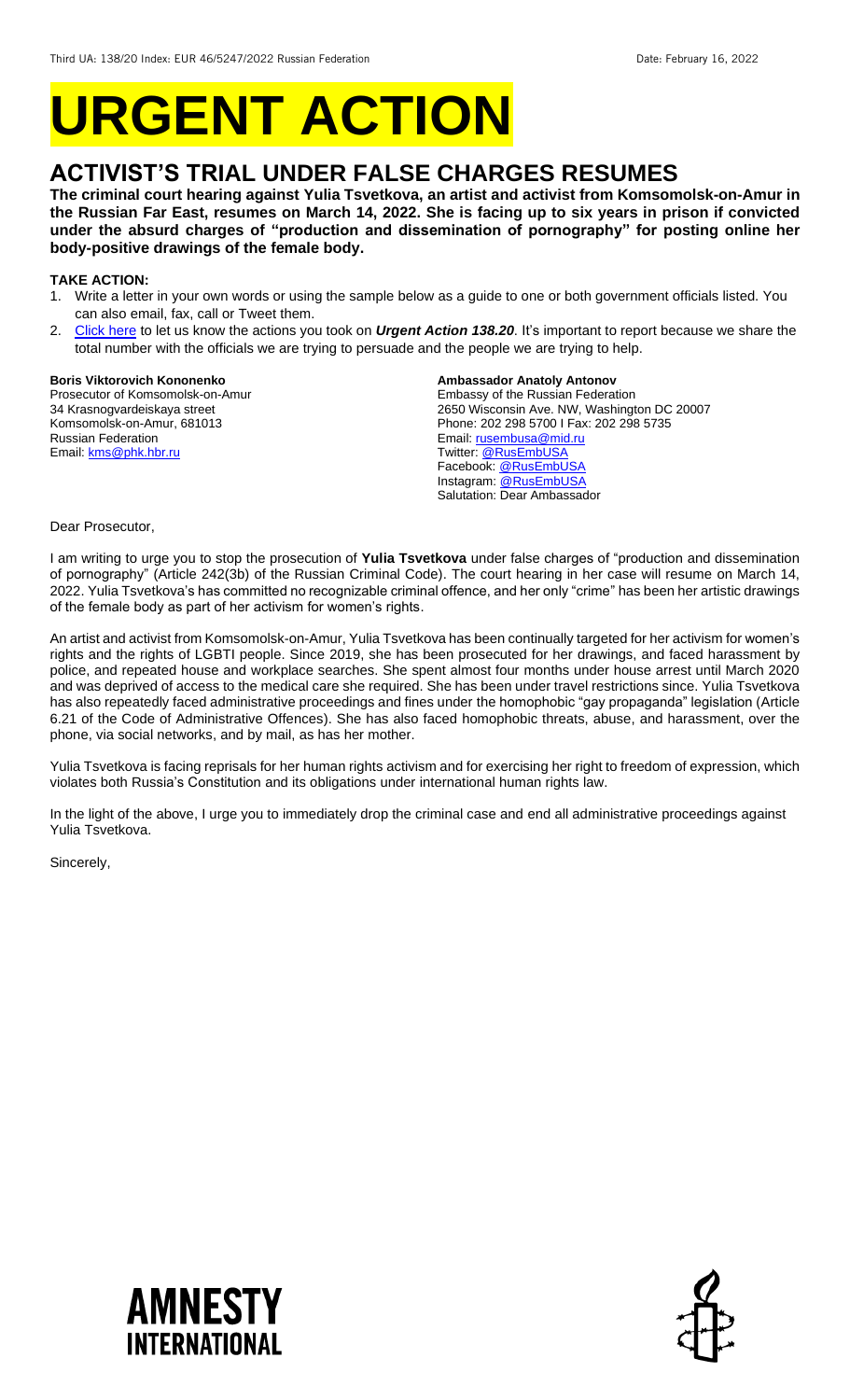Third UA: 138/20 Index: EUR 46/5247/2022 Russian Federation Date: February 16, 2022

# URGENT ACTION

## ACTIVIST'S TRIAL UNDER FALSE CHARGES RESUMES

**The criminal court hearing against Yulia Tsvetkova, an artist and activist from Komsomolsk-on-Amur in the Russian Far East, resumes on March 14, 2022. She is facing up to six years in prison if convicted under the absurd charges of "production and dissemination of pornography" for posting online her body-positive drawings of the female body.**

**TAKE ACTION:**

1. Write a letter in your own words or using the sample below as a guide to one or both government officials listed. You can also email, fax, call or Tweet them.
2. Click here to let us know the actions you took on ***Urgent Action 138.20***. It's important to report because we share the total number with the officials we are trying to persuade and the people we are trying to help.

**Boris Viktorovich Kononenko**
Prosecutor of Komsomolsk-on-Amur
34 Krasnogvardeiskaya street
Komsomolsk-on-Amur, 681013
Russian Federation
Email: kms@phk.hbr.ru

**Ambassador Anatoly Antonov**
Embassy of the Russian Federation
2650 Wisconsin Ave. NW, Washington DC 20007
Phone: 202 298 5700 I Fax: 202 298 5735
Email: rusembusa@mid.ru
Twitter: @RusEmbUSA
Facebook: @RusEmbUSA
Instagram: @RusEmbUSA
Salutation: Dear Ambassador

Dear Prosecutor,

I am writing to urge you to stop the prosecution of **Yulia Tsvetkova** under false charges of "production and dissemination of pornography" (Article 242(3b) of the Russian Criminal Code). The court hearing in her case will resume on March 14, 2022. Yulia Tsvetkova's has committed no recognizable criminal offence, and her only "crime" has been her artistic drawings of the female body as part of her activism for women's rights.

An artist and activist from Komsomolsk-on-Amur, Yulia Tsvetkova has been continually targeted for her activism for women's rights and the rights of LGBTI people. Since 2019, she has been prosecuted for her drawings, and faced harassment by police, and repeated house and workplace searches. She spent almost four months under house arrest until March 2020 and was deprived of access to the medical care she required. She has been under travel restrictions since. Yulia Tsvetkova has also repeatedly faced administrative proceedings and fines under the homophobic "gay propaganda" legislation (Article 6.21 of the Code of Administrative Offences). She has also faced homophobic threats, abuse, and harassment, over the phone, via social networks, and by mail, as has her mother.

Yulia Tsvetkova is facing reprisals for her human rights activism and for exercising her right to freedom of expression, which violates both Russia's Constitution and its obligations under international human rights law.

In the light of the above, I urge you to immediately drop the criminal case and end all administrative proceedings against Yulia Tsvetkova.

Sincerely,

AMNESTY INTERNATIONAL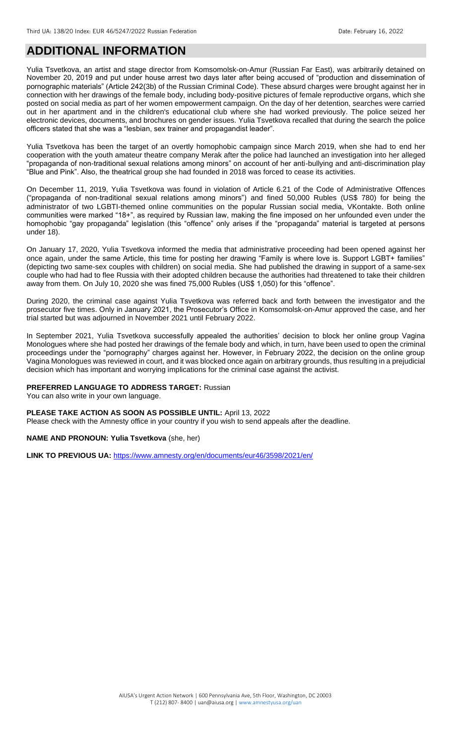## ADDITIONAL INFORMATION

Yulia Tsvetkova, an artist and stage director from Komsomolsk-on-Amur (Russian Far East), was arbitrarily detained on November 20, 2019 and put under house arrest two days later after being accused of "production and dissemination of pornographic materials" (Article 242(3b) of the Russian Criminal Code). These absurd charges were brought against her in connection with her drawings of the female body, including body-positive pictures of female reproductive organs, which she posted on social media as part of her women empowerment campaign. On the day of her detention, searches were carried out in her apartment and in the children's educational club where she had worked previously. The police seized her electronic devices, documents, and brochures on gender issues. Yulia Tsvetkova recalled that during the search the police officers stated that she was a "lesbian, sex trainer and propagandist leader".

Yulia Tsvetkova has been the target of an overtly homophobic campaign since March 2019, when she had to end her cooperation with the youth amateur theatre company Merak after the police had launched an investigation into her alleged "propaganda of non-traditional sexual relations among minors" on account of her anti-bullying and anti-discrimination play "Blue and Pink". Also, the theatrical group she had founded in 2018 was forced to cease its activities.

On December 11, 2019, Yulia Tsvetkova was found in violation of Article 6.21 of the Code of Administrative Offences ("propaganda of non-traditional sexual relations among minors") and fined 50,000 Rubles (US$ 780) for being the administrator of two LGBTI-themed online communities on the popular Russian social media, VKontakte. Both online communities were marked "18+", as required by Russian law, making the fine imposed on her unfounded even under the homophobic "gay propaganda" legislation (this "offence" only arises if the "propaganda" material is targeted at persons under 18).

On January 17, 2020, Yulia Tsvetkova informed the media that administrative proceeding had been opened against her once again, under the same Article, this time for posting her drawing "Family is where love is. Support LGBT+ families" (depicting two same-sex couples with children) on social media. She had published the drawing in support of a same-sex couple who had had to flee Russia with their adopted children because the authorities had threatened to take their children away from them. On July 10, 2020 she was fined 75,000 Rubles (US$ 1,050) for this "offence".

During 2020, the criminal case against Yulia Tsvetkova was referred back and forth between the investigator and the prosecutor five times. Only in January 2021, the Prosecutor's Office in Komsomolsk-on-Amur approved the case, and her trial started but was adjourned in November 2021 until February 2022.

In September 2021, Yulia Tsvetkova successfully appealed the authorities' decision to block her online group Vagina Monologues where she had posted her drawings of the female body and which, in turn, have been used to open the criminal proceedings under the "pornography" charges against her. However, in February 2022, the decision on the online group Vagina Monologues was reviewed in court, and it was blocked once again on arbitrary grounds, thus resulting in a prejudicial decision which has important and worrying implications for the criminal case against the activist.

**PREFERRED LANGUAGE TO ADDRESS TARGET:** Russian
You can also write in your own language.

**PLEASE TAKE ACTION AS SOON AS POSSIBLE UNTIL:** April 13, 2022
Please check with the Amnesty office in your country if you wish to send appeals after the deadline.

**NAME AND PRONOUN: Yulia Tsvetkova** (she, her)

**LINK TO PREVIOUS UA:** https://www.amnesty.org/en/documents/eur46/3598/2021/en/